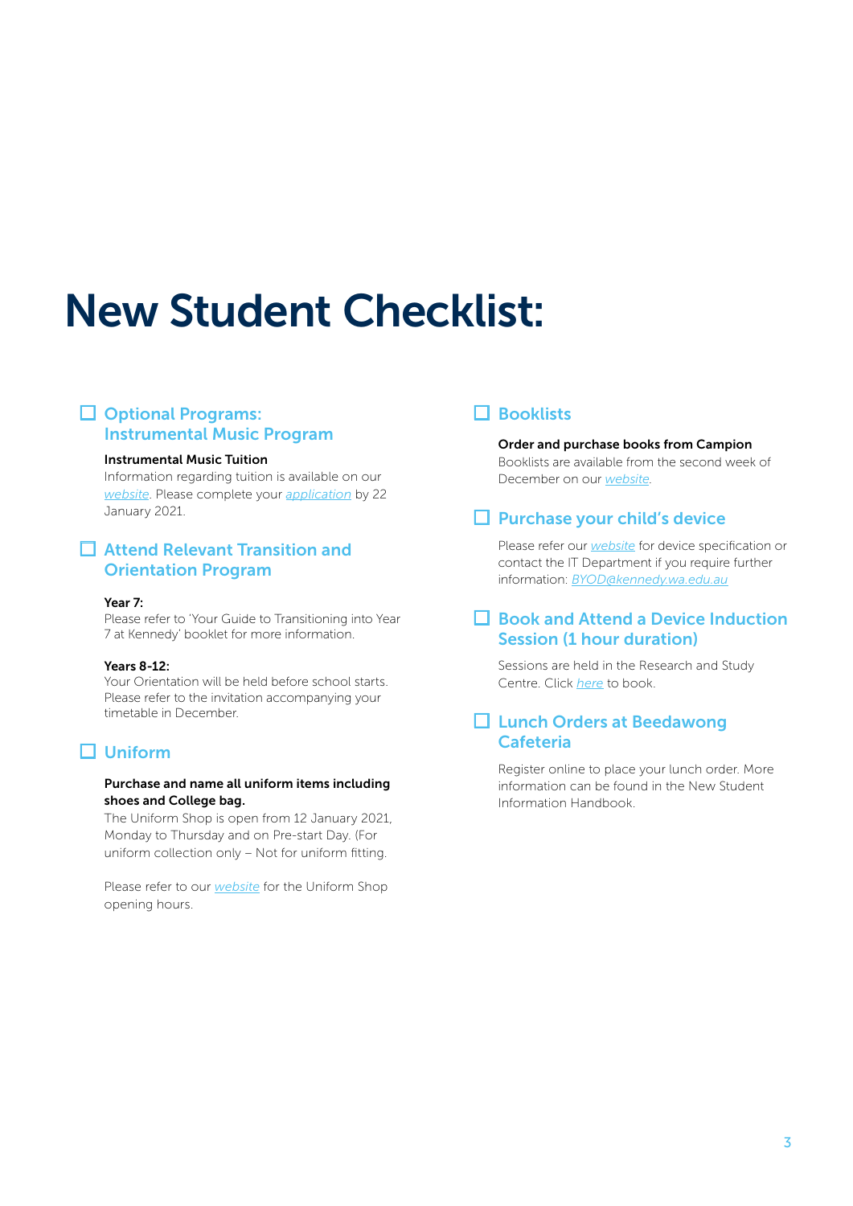# New Student Checklist:

## ☐ Optional Programs: Instrumental Music Program

**Instrumental Music Tuition**
Information regarding tuition is available on our *website*. Please complete your *application* by 22 January 2021.

## ☐ Attend Relevant Transition and Orientation Program

**Year 7:**
Please refer to 'Your Guide to Transitioning into Year 7 at Kennedy' booklet for more information.

**Years 8-12:**
Your Orientation will be held before school starts. Please refer to the invitation accompanying your timetable in December.

## ☐ Uniform

**Purchase and name all uniform items including shoes and College bag.**
The Uniform Shop is open from 12 January 2021, Monday to Thursday and on Pre-start Day. (For uniform collection only – Not for uniform fitting.

Please refer to our *website* for the Uniform Shop opening hours.

## ☐ Booklists

**Order and purchase books from Campion**
Booklists are available from the second week of December on our *website*.

## ☐ Purchase your child's device

Please refer our *website* for device specification or contact the IT Department if you require further information: *BYOD@kennedy.wa.edu.au*

## ☐ Book and Attend a Device Induction Session (1 hour duration)

Sessions are held in the Research and Study Centre. Click *here* to book.

## ☐ Lunch Orders at Beedawong Cafeteria

Register online to place your lunch order. More information can be found in the New Student Information Handbook.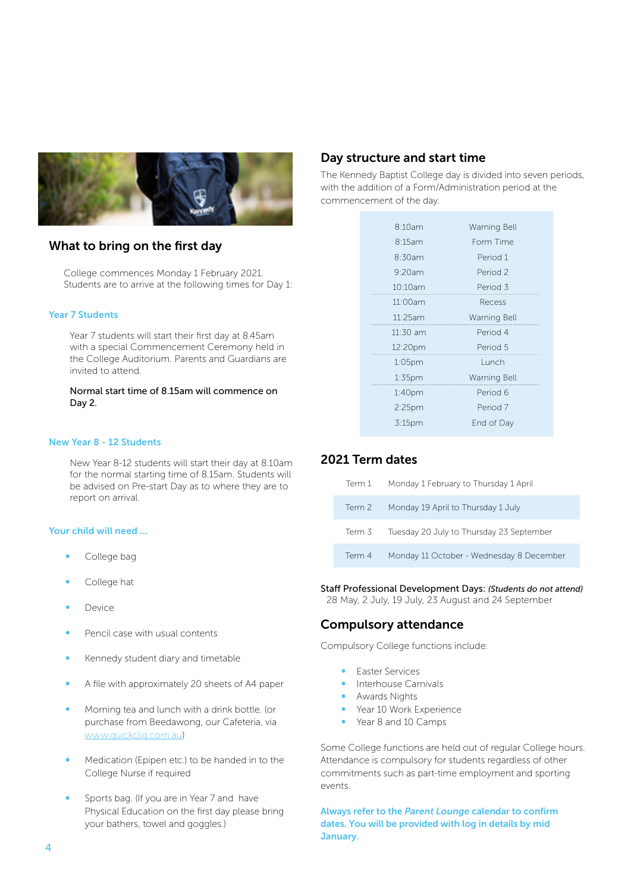## What to bring on the first day

College commences Monday 1 February 2021. Students are to arrive at the following times for Day 1:

### Year 7 Students

Year 7 students will start their first day at 8.45am with a special Commencement Ceremony held in the College Auditorium. Parents and Guardians are invited to attend.

Normal start time of 8.15am will commence on Day 2.

### New Year 8 - 12 Students

New Year 8-12 students will start their day at 8.10am for the normal starting time of 8.15am. Students will be advised on Pre-start Day as to where they are to report on arrival.

### Your child will need ...

- College bag
- College hat
- Device
- Pencil case with usual contents
- Kennedy student diary and timetable
- A file with approximately 20 sheets of A4 paper
- Morning tea and lunch with a drink bottle. (or purchase from Beedawong, our Cafeteria, via www.quickcliq.com.au)
- Medication (Epipen etc.) to be handed in to the College Nurse if required
- Sports bag. (If you are in Year 7 and have Physical Education on the first day please bring your bathers, towel and goggles.)

## Day structure and start time

The Kennedy Baptist College day is divided into seven periods, with the addition of a Form/Administration period at the commencement of the day.

| | |
|---|---|
| 8:10am | Warning Bell |
| 8:15am | Form Time |
| 8:30am | Period 1 |
| 9:20am | Period 2 |
| 10:10am | Period 3 |
| 11:00am | Recess |
| 11:25am | Warning Bell |
| 11:30 am | Period 4 |
| 12:20pm | Period 5 |
| 1:05pm | Lunch |
| 1:35pm | Warning Bell |
| 1:40pm | Period 6 |
| 2:25pm | Period 7 |
| 3:15pm | End of Day |

## 2021 Term dates

| | |
|---|---|
| Term 1 | Monday 1 February to Thursday 1 April |
| Term 2 | Monday 19 April to Thursday 1 July |
| Term 3 | Tuesday 20 July to Thursday 23 September |
| Term 4 | Monday 11 October - Wednesday 8 December |

Staff Professional Development Days: ***(Students do not attend)***
28 May, 2 July, 19 July, 23 August and 24 September

## Compulsory attendance

Compulsory College functions include:

- Easter Services
- Interhouse Carnivals
- Awards Nights
- Year 10 Work Experience
- Year 8 and 10 Camps

Some College functions are held out of regular College hours. Attendance is compulsory for students regardless of other commitments such as part-time employment and sporting events.

**Always refer to the *Parent Lounge* calendar to confirm dates. You will be provided with log in details by mid January.**